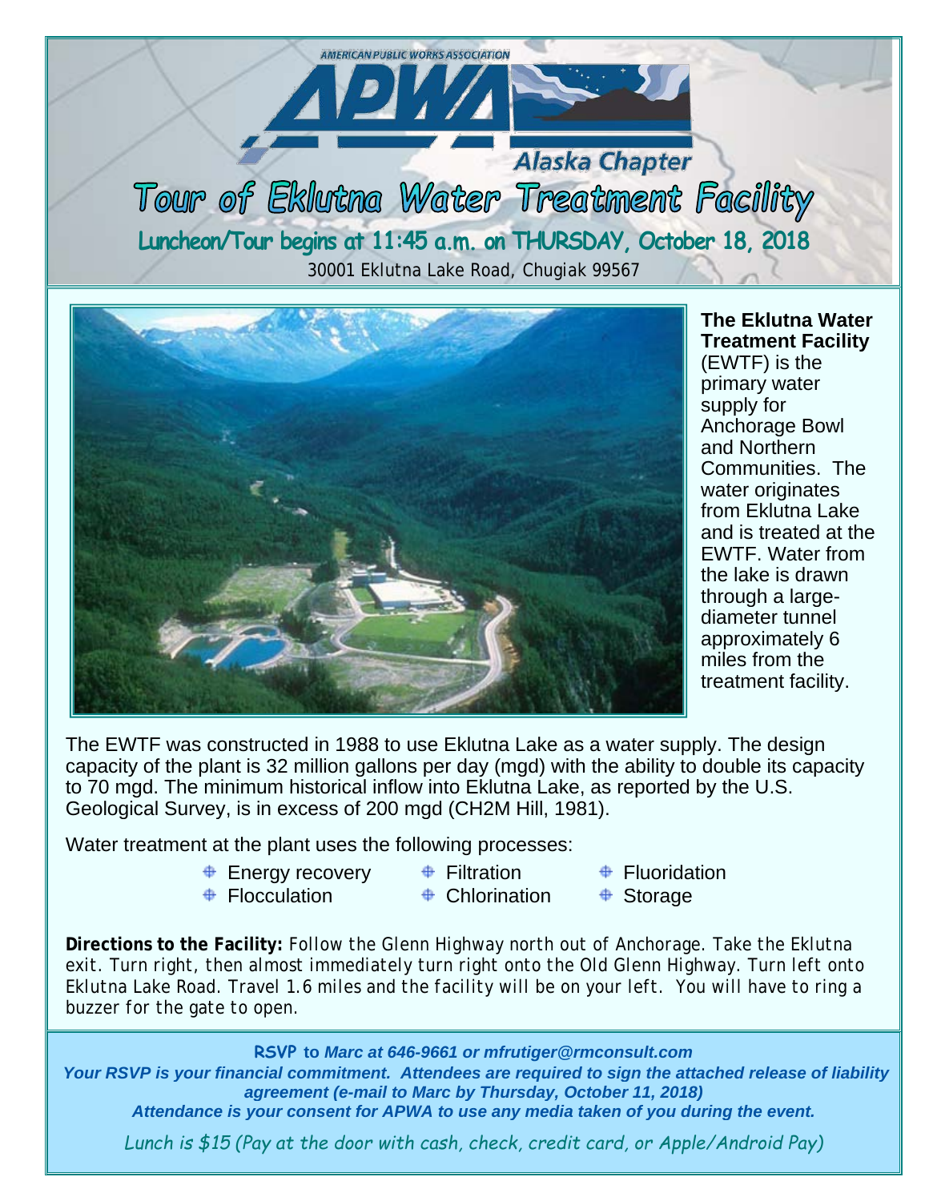AMERICAN PUBLIC WORKS ASSOCIATION

APWA

Alaska Chapter

# Tour of Eklutna Water Treatment Facility

## Luncheon/Tour begins at 11:45 a.m. on THURSDAY, October 18, 2018

30001 Eklutna Lake Road, Chugiak 99567

**The Eklutna Water Treatment Facility** (EWTF) is the primary water supply for Anchorage Bowl and Northern Communities. The water originates from Eklutna Lake and is treated at the EWTF. Water from the lake is drawn through a large-diameter tunnel approximately 6 miles from the treatment facility.

The EWTF was constructed in 1988 to use Eklutna Lake as a water supply. The design capacity of the plant is 32 million gallons per day (mgd) with the ability to double its capacity to 70 mgd. The minimum historical inflow into Eklutna Lake, as reported by the U.S. Geological Survey, is in excess of 200 mgd (CH2M Hill, 1981).

Water treatment at the plant uses the following processes:

- Energy recovery
- Flocculation
- Filtration
- Chlorination
- Fluoridation
- Storage

**Directions to the Facility:** *Follow the Glenn Highway north out of Anchorage. Take the Eklutna exit. Turn right, then almost immediately turn right onto the Old Glenn Highway. Turn left onto Eklutna Lake Road. Travel 1.6 miles and the facility will be on your left. You will have to ring a buzzer for the gate to open.*

**RSVP to *Marc at 646-9661 or mfrutiger@rmconsult.com***

***Your RSVP is your financial commitment. Attendees are required to sign the attached release of liability agreement (e-mail to Marc by Thursday, October 11, 2018)***

***Attendance is your consent for APWA to use any media taken of you during the event.***

*Lunch is $15 (Pay at the door with cash, check, credit card, or Apple/Android Pay)*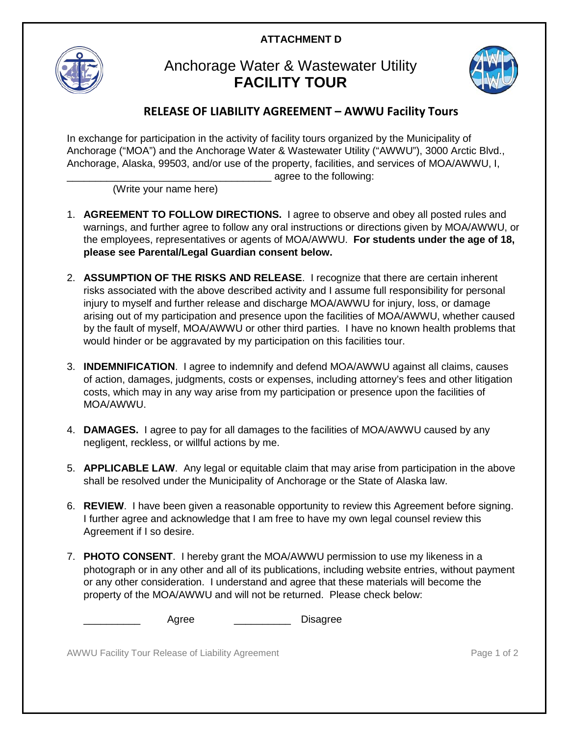**ATTACHMENT D**

# Anchorage Water & Wastewater Utility
# **FACILITY TOUR**

## RELEASE OF LIABILITY AGREEMENT – AWWU Facility Tours

In exchange for participation in the activity of facility tours organized by the Municipality of Anchorage ("MOA") and the Anchorage Water & Wastewater Utility ("AWWU"), 3000 Arctic Blvd., Anchorage, Alaska, 99503, and/or use of the property, facilities, and services of MOA/AWWU, I, ____________________________________ agree to the following:
(Write your name here)

1. **AGREEMENT TO FOLLOW DIRECTIONS.** I agree to observe and obey all posted rules and warnings, and further agree to follow any oral instructions or directions given by MOA/AWWU, or the employees, representatives or agents of MOA/AWWU. **For students under the age of 18, please see Parental/Legal Guardian consent below.**

2. **ASSUMPTION OF THE RISKS AND RELEASE**. I recognize that there are certain inherent risks associated with the above described activity and I assume full responsibility for personal injury to myself and further release and discharge MOA/AWWU for injury, loss, or damage arising out of my participation and presence upon the facilities of MOA/AWWU, whether caused by the fault of myself, MOA/AWWU or other third parties. I have no known health problems that would hinder or be aggravated by my participation on this facilities tour.

3. **INDEMNIFICATION**. I agree to indemnify and defend MOA/AWWU against all claims, causes of action, damages, judgments, costs or expenses, including attorney's fees and other litigation costs, which may in any way arise from my participation or presence upon the facilities of MOA/AWWU.

4. **DAMAGES.** I agree to pay for all damages to the facilities of MOA/AWWU caused by any negligent, reckless, or willful actions by me.

5. **APPLICABLE LAW**. Any legal or equitable claim that may arise from participation in the above shall be resolved under the Municipality of Anchorage or the State of Alaska law.

6. **REVIEW**. I have been given a reasonable opportunity to review this Agreement before signing. I further agree and acknowledge that I am free to have my own legal counsel review this Agreement if I so desire.

7. **PHOTO CONSENT**. I hereby grant the MOA/AWWU permission to use my likeness in a photograph or in any other and all of its publications, including website entries, without payment or any other consideration. I understand and agree that these materials will become the property of the MOA/AWWU and will not be returned. Please check below:

   __________ Agree __________ Disagree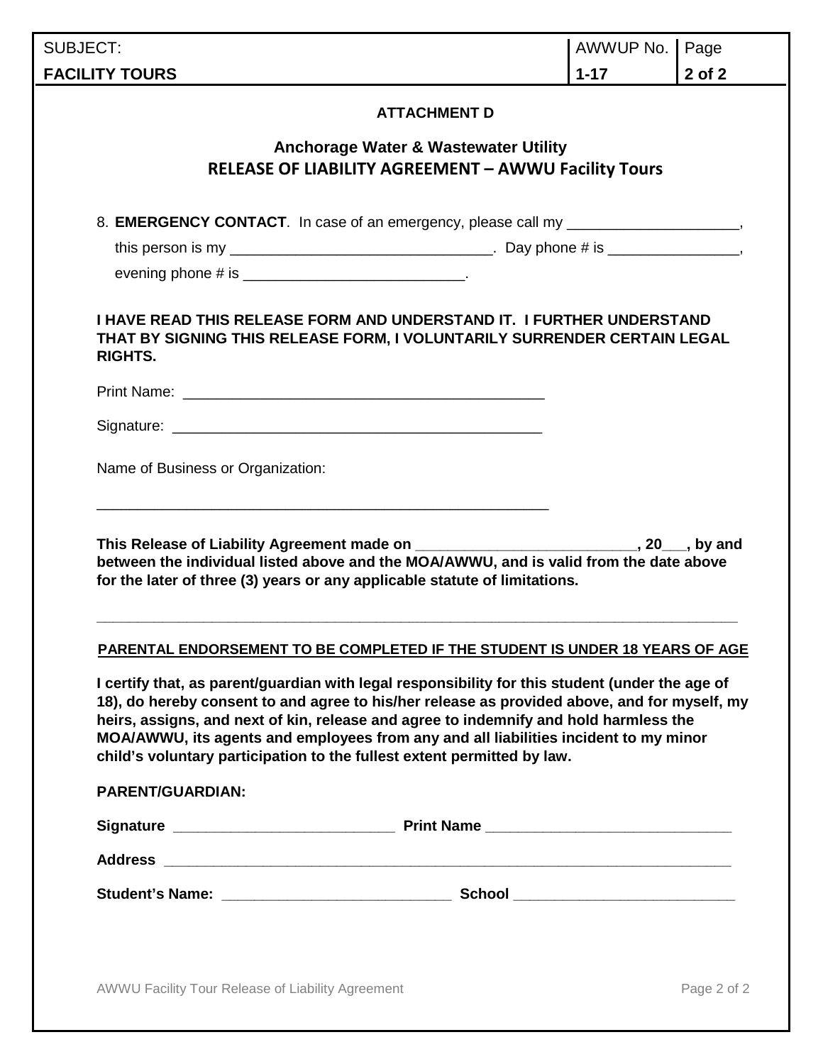| SUBJECT: | AWWUP No. | Page |
|---|---|---|
| **FACILITY TOURS** | **1-17** | **2 of 2** |

**ATTACHMENT D**

## Anchorage Water & Wastewater Utility
## RELEASE OF LIABILITY AGREEMENT – AWWU Facility Tours

8. **EMERGENCY CONTACT**. In case of an emergency, please call my _____________________, this person is my ________________________________. Day phone # is ________________, evening phone # is ___________________________.

**I HAVE READ THIS RELEASE FORM AND UNDERSTAND IT. I FURTHER UNDERSTAND THAT BY SIGNING THIS RELEASE FORM, I VOLUNTARILY SURRENDER CERTAIN LEGAL RIGHTS.**

Print Name: ____________________________________________

Signature: ______________________________________________

Name of Business or Organization:

_________________________________________________________

**This Release of Liability Agreement made on ___________________________, 20___, by and between the individual listed above and the MOA/AWWU, and is valid from the date above for the later of three (3) years or any applicable statute of limitations.**

---

**PARENTAL ENDORSEMENT TO BE COMPLETED IF THE STUDENT IS UNDER 18 YEARS OF AGE**

**I certify that, as parent/guardian with legal responsibility for this student (under the age of 18), do hereby consent to and agree to his/her release as provided above, and for myself, my heirs, assigns, and next of kin, release and agree to indemnify and hold harmless the MOA/AWWU, its agents and employees from any and all liabilities incident to my minor child's voluntary participation to the fullest extent permitted by law.**

**PARENT/GUARDIAN:**

**Signature** __________________________ **Print Name** _____________________________

**Address** ________________________________________________________________________

**Student's Name:** ___________________________ **School** __________________________

AWWU Facility Tour Release of Liability Agreement